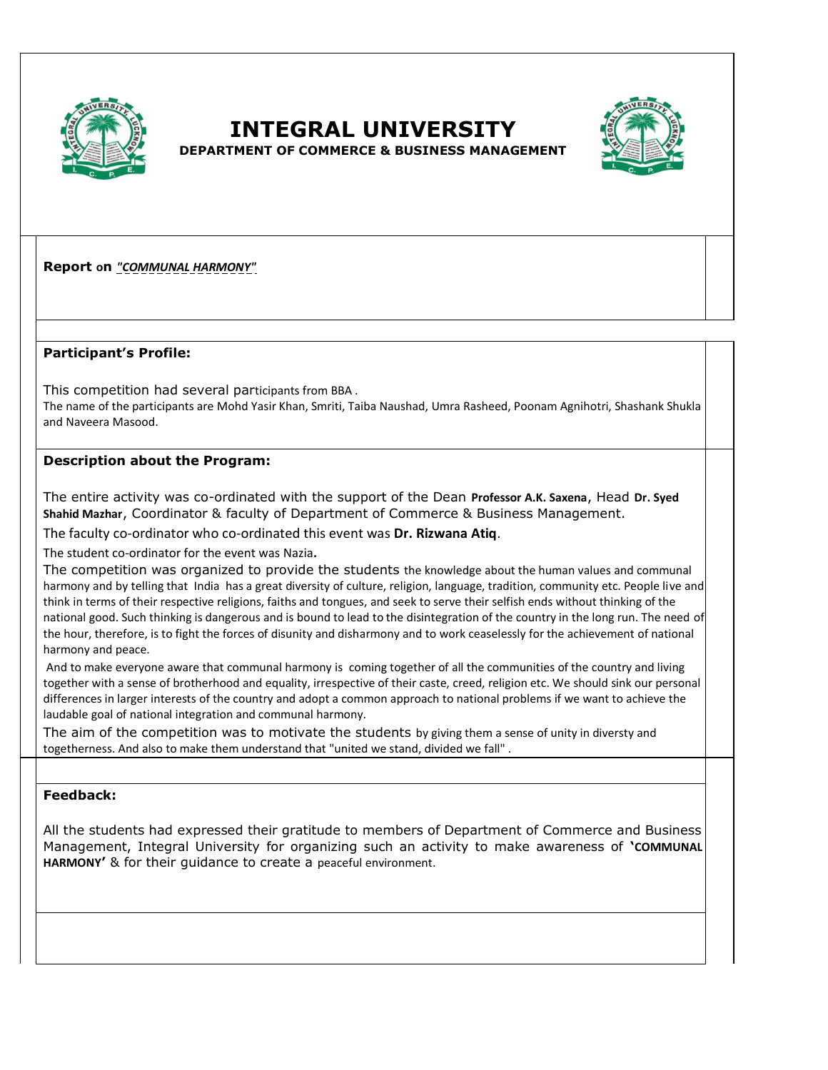# INTEGRAL UNIVERSITY

**DEPARTMENT OF COMMERCE & BUSINESS MANAGEMENT**

**Report on** ***"COMMUNAL HARMONY"***

**Participant's Profile:**

This competition had several participants from BBA .
The name of the participants are Mohd Yasir Khan, Smriti, Taiba Naushad, Umra Rasheed, Poonam Agnihotri, Shashank Shukla and Naveera Masood.

**Description about the Program:**

The entire activity was co-ordinated with the support of the Dean **Professor A.K. Saxena**, Head **Dr. Syed Shahid Mazhar**, Coordinator & faculty of Department of Commerce & Business Management.

The faculty co-ordinator who co-ordinated this event was **Dr. Rizwana Atiq**.

The student co-ordinator for the event was Nazia**.**

The competition was organized to provide the students the knowledge about the human values and communal harmony and by telling that India has a great diversity of culture, religion, language, tradition, community etc. People live and think in terms of their respective religions, faiths and tongues, and seek to serve their selfish ends without thinking of the national good. Such thinking is dangerous and is bound to lead to the disintegration of the country in the long run. The need of the hour, therefore, is to fight the forces of disunity and disharmony and to work ceaselessly for the achievement of national harmony and peace.

And to make everyone aware that communal harmony is coming together of all the communities of the country and living together with a sense of brotherhood and equality, irrespective of their caste, creed, religion etc. We should sink our personal differences in larger interests of the country and adopt a common approach to national problems if we want to achieve the laudable goal of national integration and communal harmony.

The aim of the competition was to motivate the students by giving them a sense of unity in diversty and togetherness. And also to make them understand that "united we stand, divided we fall" .

**Feedback:**

All the students had expressed their gratitude to members of Department of Commerce and Business Management, Integral University for organizing such an activity to make awareness of **'COMMUNAL HARMONY'** & for their guidance to create a peaceful environment.